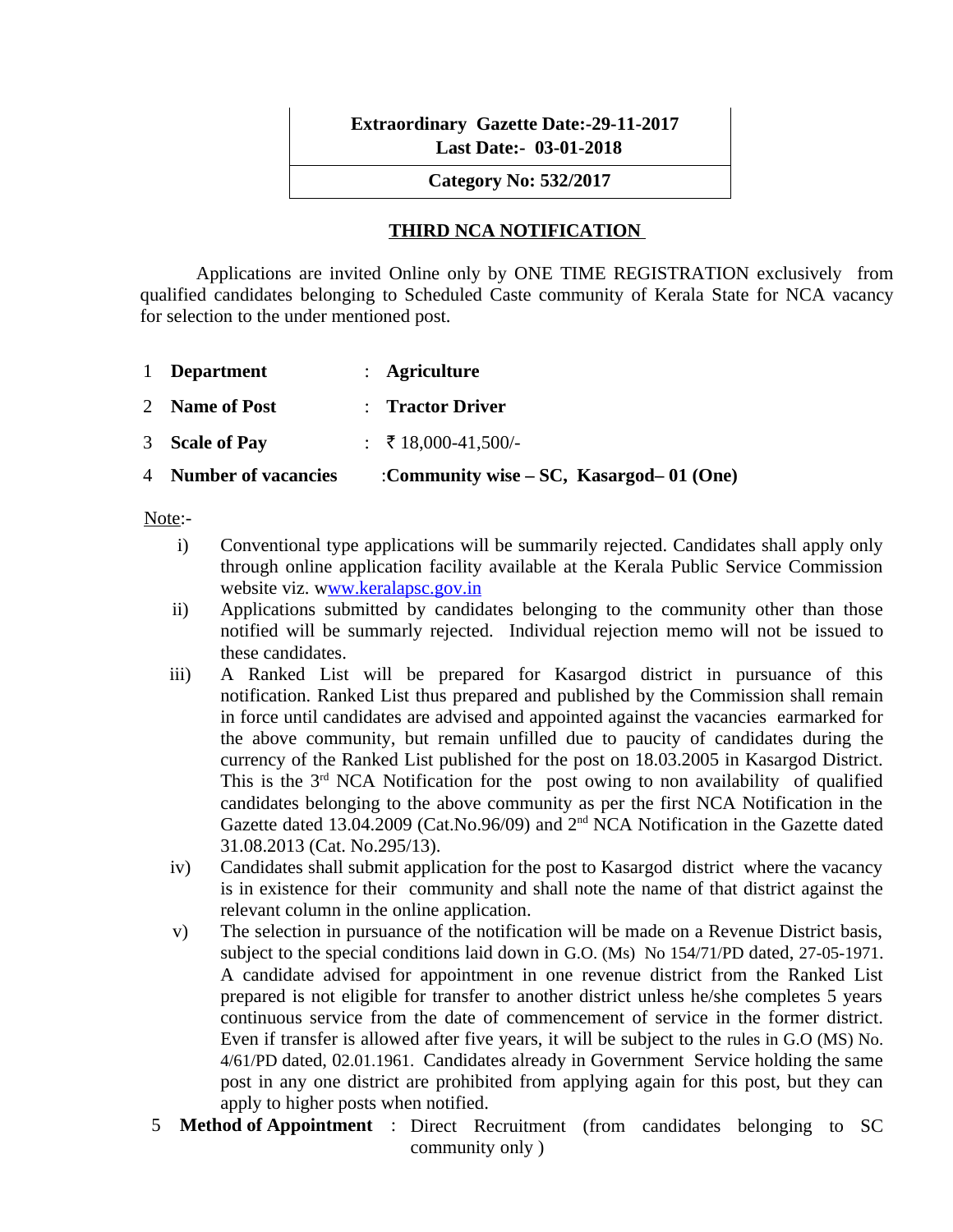**Extraordinary Gazette Date:-29-11-2017**
**Last Date:- 03-01-2018**

**Category No: 532/2017**

## THIRD NCA NOTIFICATION

Applications are invited Online only by ONE TIME REGISTRATION exclusively from qualified candidates belonging to Scheduled Caste community of Kerala State for NCA vacancy for selection to the under mentioned post.

1 **Department** : **Agriculture**

2 **Name of Post** : **Tractor Driver**

3 **Scale of Pay** : ₹ 18,000-41,500/-

4 **Number of vacancies** :**Community wise – SC, Kasargod– 01 (One)**

Note:-

i) Conventional type applications will be summarily rejected. Candidates shall apply only through online application facility available at the Kerala Public Service Commission website viz. www.keralapsc.gov.in

ii) Applications submitted by candidates belonging to the community other than those notified will be summary rejected. Individual rejection memo will not be issued to these candidates.

iii) A Ranked List will be prepared for Kasargod district in pursuance of this notification. Ranked List thus prepared and published by the Commission shall remain in force until candidates are advised and appointed against the vacancies earmarked for the above community, but remain unfilled due to paucity of candidates during the currency of the Ranked List published for the post on 18.03.2005 in Kasargod District. This is the 3rd NCA Notification for the post owing to non availability of qualified candidates belonging to the above community as per the first NCA Notification in the Gazette dated 13.04.2009 (Cat.No.96/09) and 2nd NCA Notification in the Gazette dated 31.08.2013 (Cat. No.295/13).

iv) Candidates shall submit application for the post to Kasargod district where the vacancy is in existence for their community and shall note the name of that district against the relevant column in the online application.

v) The selection in pursuance of the notification will be made on a Revenue District basis, subject to the special conditions laid down in G.O. (Ms) No 154/71/PD dated, 27-05-1971. A candidate advised for appointment in one revenue district from the Ranked List prepared is not eligible for transfer to another district unless he/she completes 5 years continuous service from the date of commencement of service in the former district. Even if transfer is allowed after five years, it will be subject to the rules in G.O (MS) No. 4/61/PD dated, 02.01.1961. Candidates already in Government Service holding the same post in any one district are prohibited from applying again for this post, but they can apply to higher posts when notified.

5 **Method of Appointment** : Direct Recruitment (from candidates belonging to SC community only )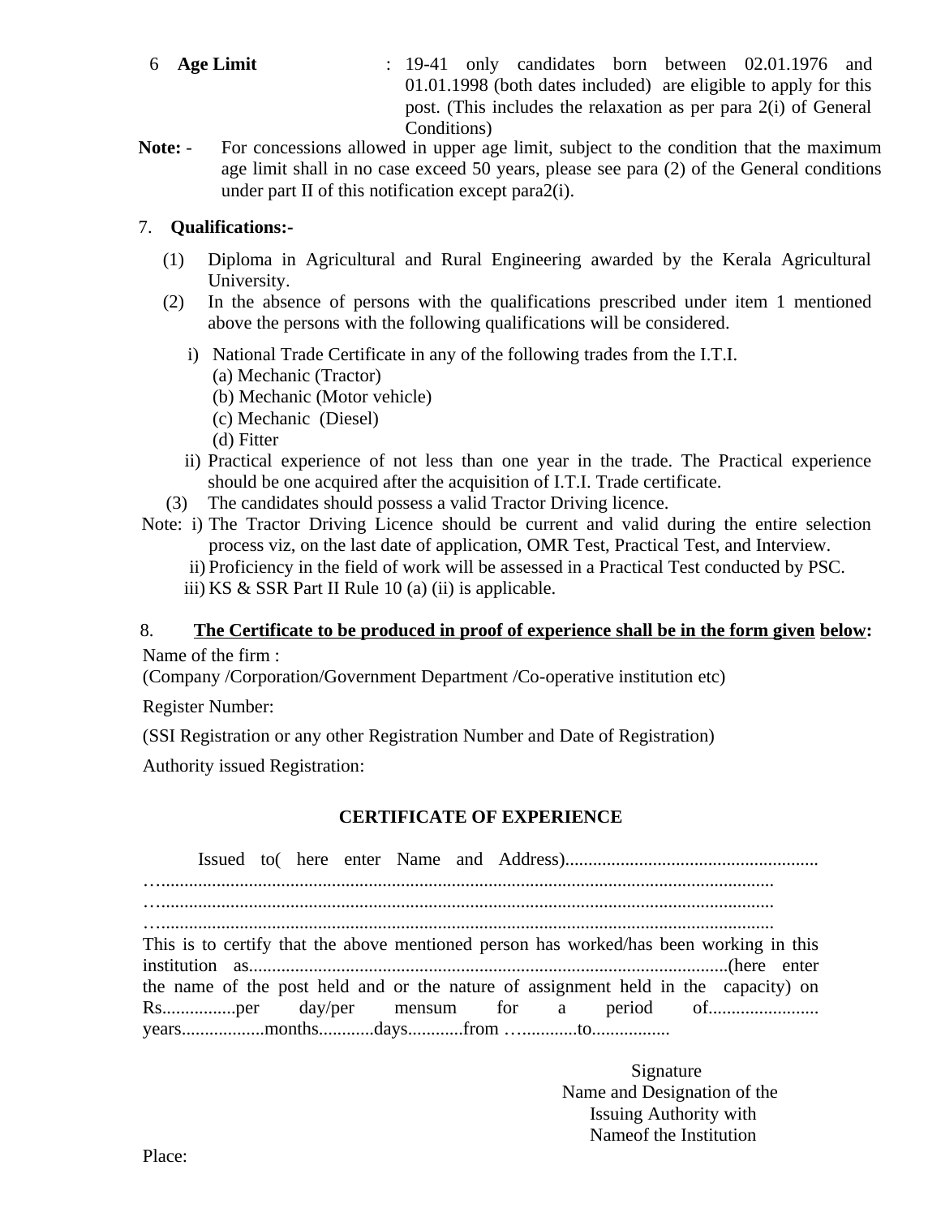6 **Age Limit** : 19-41 only candidates born between 02.01.1976 and 01.01.1998 (both dates included) are eligible to apply for this post. (This includes the relaxation as per para 2(i) of General Conditions)

**Note:** - For concessions allowed in upper age limit, subject to the condition that the maximum age limit shall in no case exceed 50 years, please see para (2) of the General conditions under part II of this notification except para2(i).

7. **Qualifications:-**

(1) Diploma in Agricultural and Rural Engineering awarded by the Kerala Agricultural University.

(2) In the absence of persons with the qualifications prescribed under item 1 mentioned above the persons with the following qualifications will be considered.

i) National Trade Certificate in any of the following trades from the I.T.I.
   (a) Mechanic (Tractor)
   (b) Mechanic (Motor vehicle)
   (c) Mechanic (Diesel)
   (d) Fitter

ii) Practical experience of not less than one year in the trade. The Practical experience should be one acquired after the acquisition of I.T.I. Trade certificate.

(3) The candidates should possess a valid Tractor Driving licence.

Note: i) The Tractor Driving Licence should be current and valid during the entire selection process viz, on the last date of application, OMR Test, Practical Test, and Interview.

ii) Proficiency in the field of work will be assessed in a Practical Test conducted by PSC.

iii) KS & SSR Part II Rule 10 (a) (ii) is applicable.

8. **The Certificate to be produced in proof of experience shall be in the form given below:**

Name of the firm :
(Company /Corporation/Government Department /Co-operative institution etc)

Register Number:

(SSI Registration or any other Registration Number and Date of Registration)

Authority issued Registration:

**CERTIFICATE OF EXPERIENCE**

Issued to( here enter Name and Address).......................................................
…......................................................................................................................
…......................................................................................................................
…......................................................................................................................
This is to certify that the above mentioned person has worked/has been working in this institution as.......................................................................................................(here enter the name of the post held and or the nature of assignment held in the capacity) on Rs................per day/per mensum for a period of........................ years..................months............days............from …............to.................

Signature
Name and Designation of the
Issuing Authority with
Nameof the Institution

Place: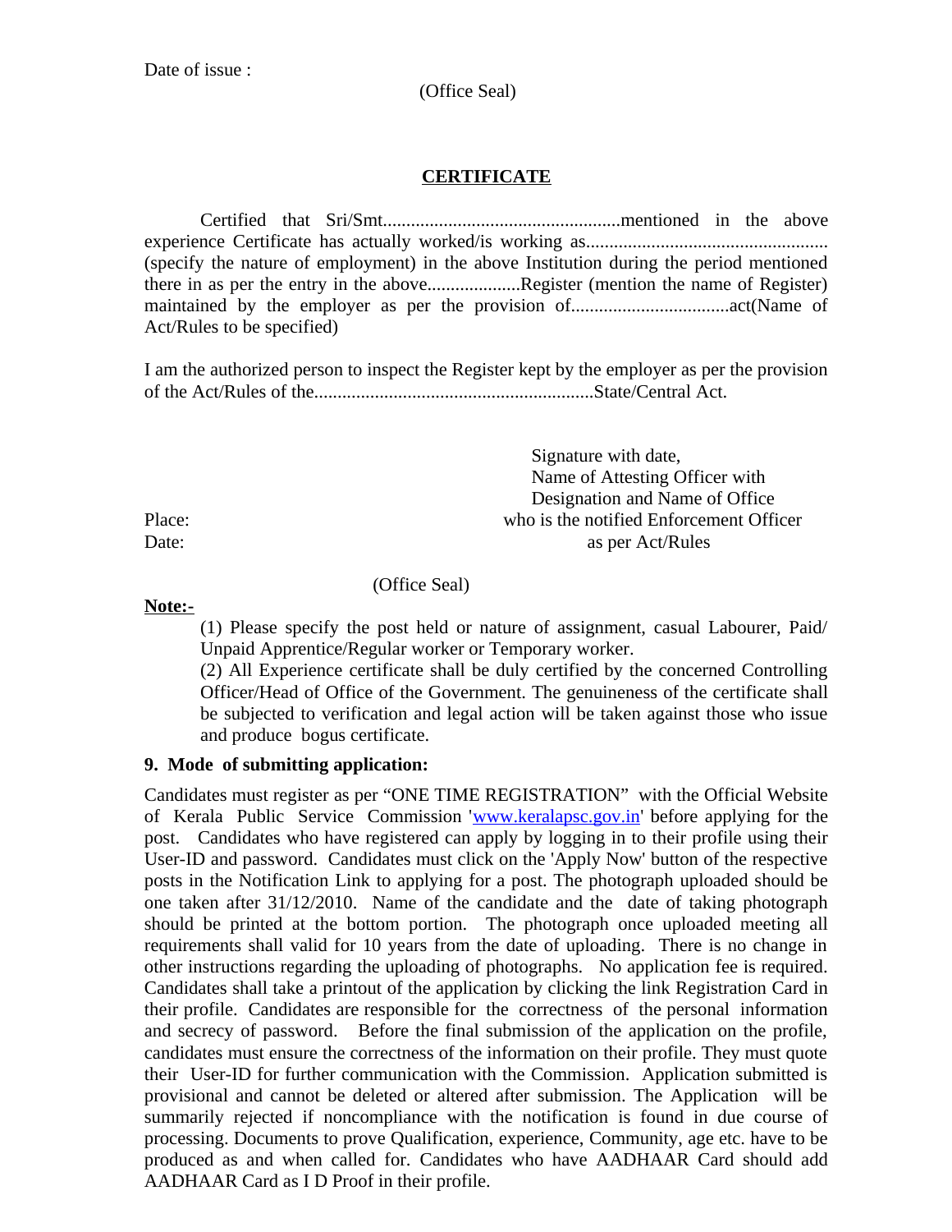Date of issue :

(Office Seal)

## **CERTIFICATE**

Certified that Sri/Smt..................................................mentioned in the above experience Certificate has actually worked/is working as................................................... (specify the nature of employment) in the above Institution during the period mentioned there in as per the entry in the above...................Register (mention the name of Register) maintained by the employer as per the provision of.................................act(Name of Act/Rules to be specified)

I am the authorized person to inspect the Register kept by the employer as per the provision of the Act/Rules of the...........................................................State/Central Act.

Signature with date,
Name of Attesting Officer with
Designation and Name of Office
who is the notified Enforcement Officer
as per Act/Rules

Place:
Date:

(Office Seal)

**Note:-**

(1) Please specify the post held or nature of assignment, casual Labourer, Paid/ Unpaid Apprentice/Regular worker or Temporary worker.
(2) All Experience certificate shall be duly certified by the concerned Controlling Officer/Head of Office of the Government. The genuineness of the certificate shall be subjected to verification and legal action will be taken against those who issue and produce bogus certificate.

**9. Mode of submitting application:**

Candidates must register as per "ONE TIME REGISTRATION" with the Official Website of Kerala Public Service Commission 'www.keralapsc.gov.in' before applying for the post. Candidates who have registered can apply by logging in to their profile using their User-ID and password. Candidates must click on the 'Apply Now' button of the respective posts in the Notification Link to applying for a post. The photograph uploaded should be one taken after 31/12/2010. Name of the candidate and the date of taking photograph should be printed at the bottom portion. The photograph once uploaded meeting all requirements shall valid for 10 years from the date of uploading. There is no change in other instructions regarding the uploading of photographs. No application fee is required. Candidates shall take a printout of the application by clicking the link Registration Card in their profile. Candidates are responsible for the correctness of the personal information and secrecy of password. Before the final submission of the application on the profile, candidates must ensure the correctness of the information on their profile. They must quote their User-ID for further communication with the Commission. Application submitted is provisional and cannot be deleted or altered after submission. The Application will be summarily rejected if noncompliance with the notification is found in due course of processing. Documents to prove Qualification, experience, Community, age etc. have to be produced as and when called for. Candidates who have AADHAAR Card should add AADHAAR Card as I D Proof in their profile.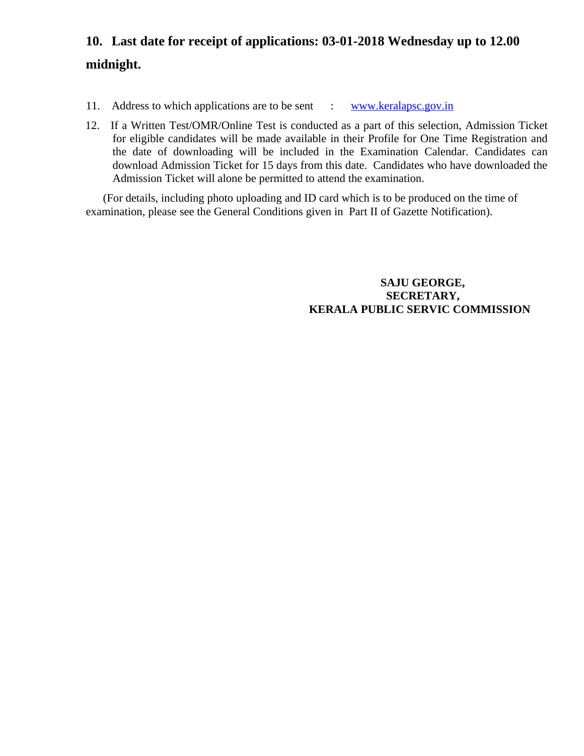**10. Last date for receipt of applications: 03-01-2018 Wednesday up to 12.00 midnight.**

11. Address to which applications are to be sent : www.keralapsc.gov.in

12. If a Written Test/OMR/Online Test is conducted as a part of this selection, Admission Ticket for eligible candidates will be made available in their Profile for One Time Registration and the date of downloading will be included in the Examination Calendar. Candidates can download Admission Ticket for 15 days from this date. Candidates who have downloaded the Admission Ticket will alone be permitted to attend the examination.

(For details, including photo uploading and ID card which is to be produced on the time of examination, please see the General Conditions given in Part II of Gazette Notification).

**SAJU GEORGE,**
**SECRETARY,**
**KERALA PUBLIC SERVIC COMMISSION**